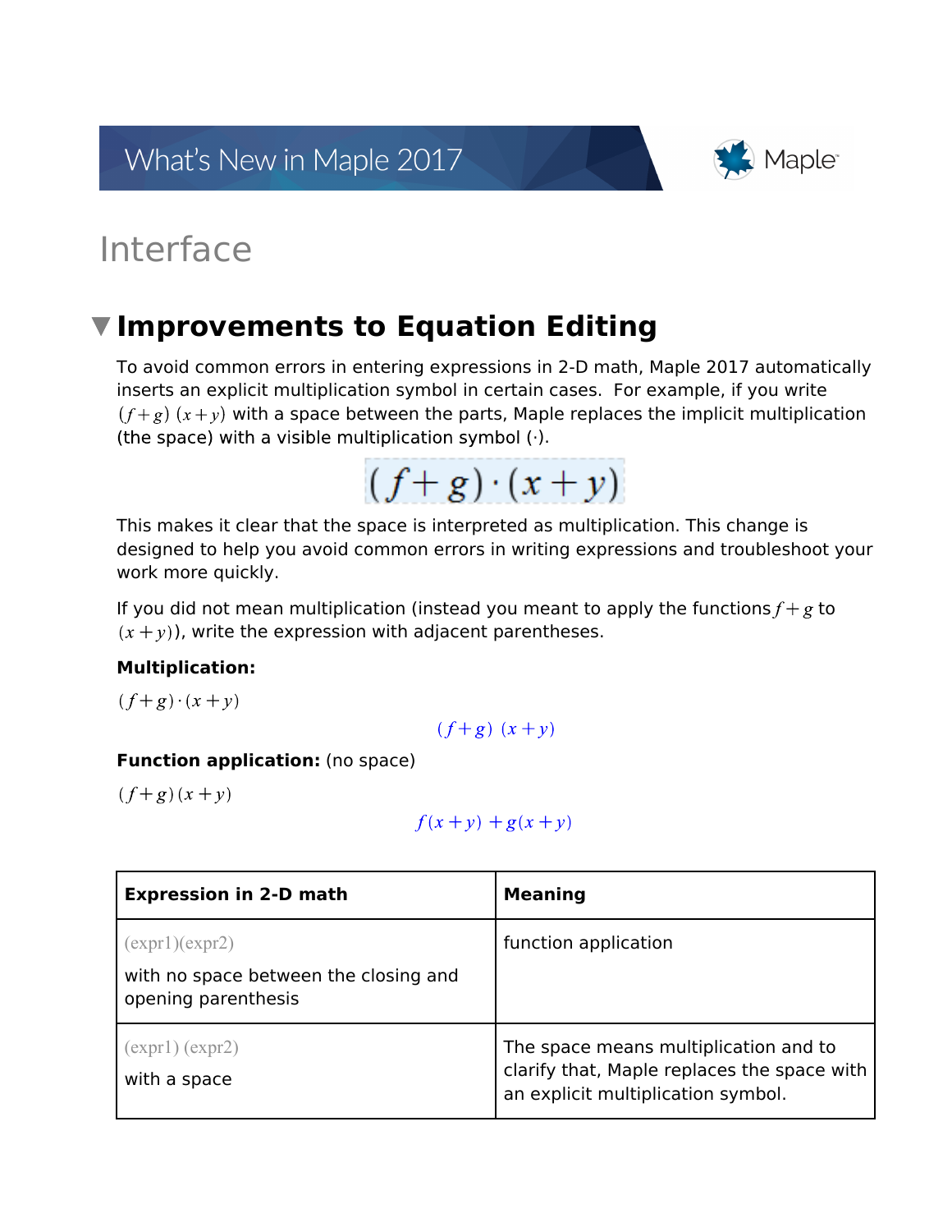# What's New in Maple 2017

# Interface

## Improvements to Equation Editing

To avoid common errors in entering expressions in 2-D math, Maple 2017 automatically inserts an explicit multiplication symbol in certain cases. For example, if you write $(f+g)\ (x+y)$ with a space between the parts, Maple replaces the implicit multiplication (the space) with a visible multiplication symbol (·).

$$(f+g)\cdot(x+y)$$

This makes it clear that the space is interpreted as multiplication. This change is designed to help you avoid common errors in writing expressions and troubleshoot your work more quickly.

If you did not mean multiplication (instead you meant to apply the functions $f+g$ to $(x+y)$), write the expression with adjacent parentheses.

**Multiplication:**

$(f+g)\cdot(x+y)$

$$(f+g)\ (x+y)$$

**Function application:** (no space)

$(f+g)(x+y)$

$$f(x+y)+g(x+y)$$

| **Expression in 2-D math** | **Meaning** |
|---|---|
| (expr1)(expr2) with no space between the closing and opening parenthesis | function application |
| (expr1) (expr2) with a space | The space means multiplication and to clarify that, Maple replaces the space with an explicit multiplication symbol. |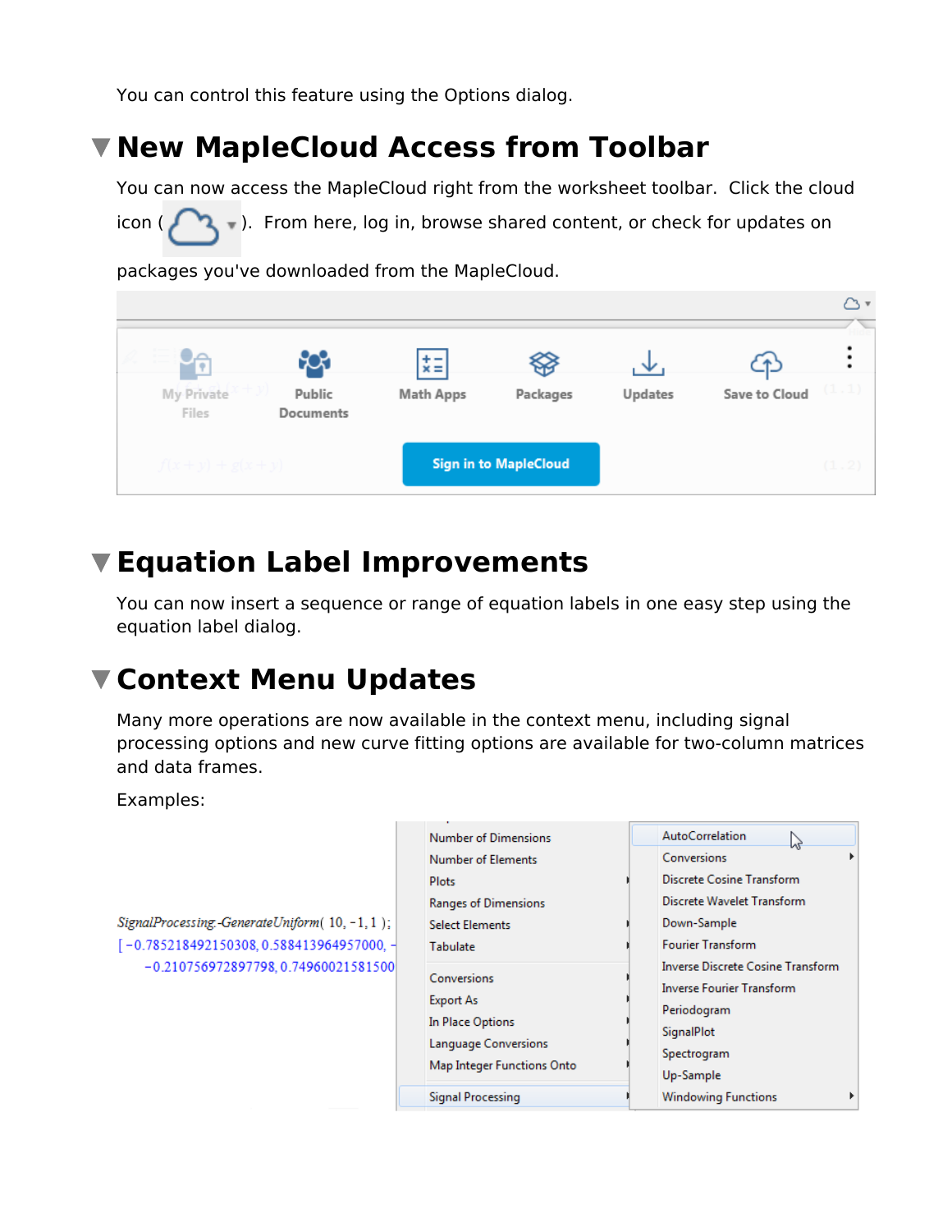You can control this feature using the Options dialog.

# New MapleCloud Access from Toolbar

You can now access the MapleCloud right from the worksheet toolbar. Click the cloud icon ( ). From here, log in, browse shared content, or check for updates on packages you've downloaded from the MapleCloud.

# Equation Label Improvements

You can now insert a sequence or range of equation labels in one easy step using the equation label dialog.

# Context Menu Updates

Many more operations are now available in the context menu, including signal processing options and new curve fitting options are available for two-column matrices and data frames.

Examples: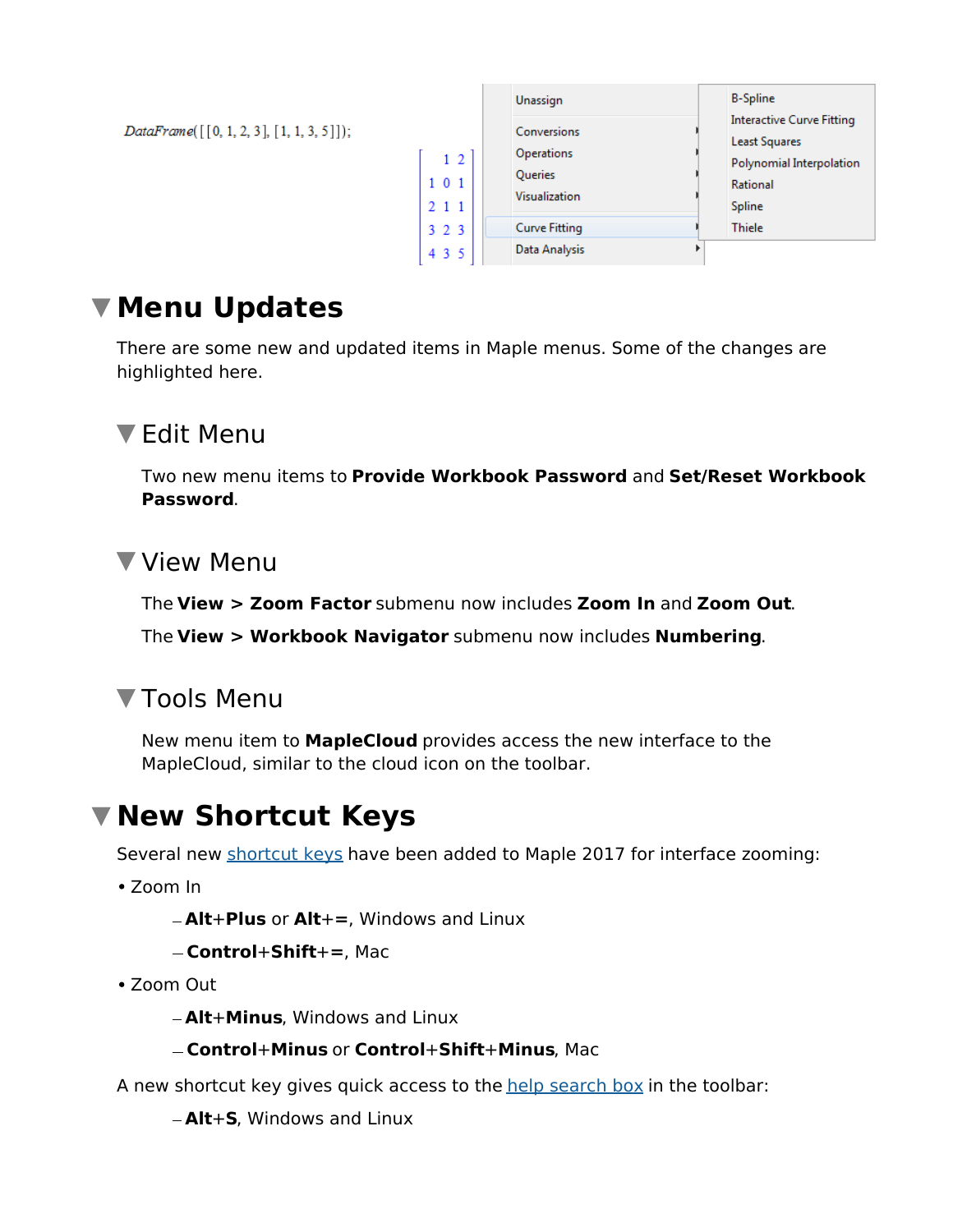```
DataFrame([[0, 1, 2, 3], [1, 1, 3, 5]]);
```

|   | 1 | 2 |
|---|---|---|
| 1 | 0 | 1 |
| 2 | 1 | 1 |
| 3 | 2 | 3 |
| 4 | 3 | 5 |

Unassign
Conversions
Operations
Queries
Visualization
Curve Fitting
Data Analysis

B-Spline
Interactive Curve Fitting
Least Squares
Polynomial Interpolation
Rational
Spline
Thiele

# Menu Updates

There are some new and updated items in Maple menus. Some of the changes are highlighted here.

## Edit Menu

Two new menu items to **Provide Workbook Password** and **Set/Reset Workbook Password**.

## View Menu

The **View > Zoom Factor** submenu now includes **Zoom In** and **Zoom Out**.

The **View > Workbook Navigator** submenu now includes **Numbering**.

## Tools Menu

New menu item to **MapleCloud** provides access the new interface to the MapleCloud, similar to the cloud icon on the toolbar.

# New Shortcut Keys

Several new shortcut keys have been added to Maple 2017 for interface zooming:

- Zoom In
  - **Alt**+**Plus** or **Alt**+**=**, Windows and Linux
  - **Control**+**Shift**+**=**, Mac
- Zoom Out
  - **Alt**+**Minus**, Windows and Linux
  - **Control**+**Minus** or **Control**+**Shift**+**Minus**, Mac

A new shortcut key gives quick access to the help search box in the toolbar:

- **Alt**+**S**, Windows and Linux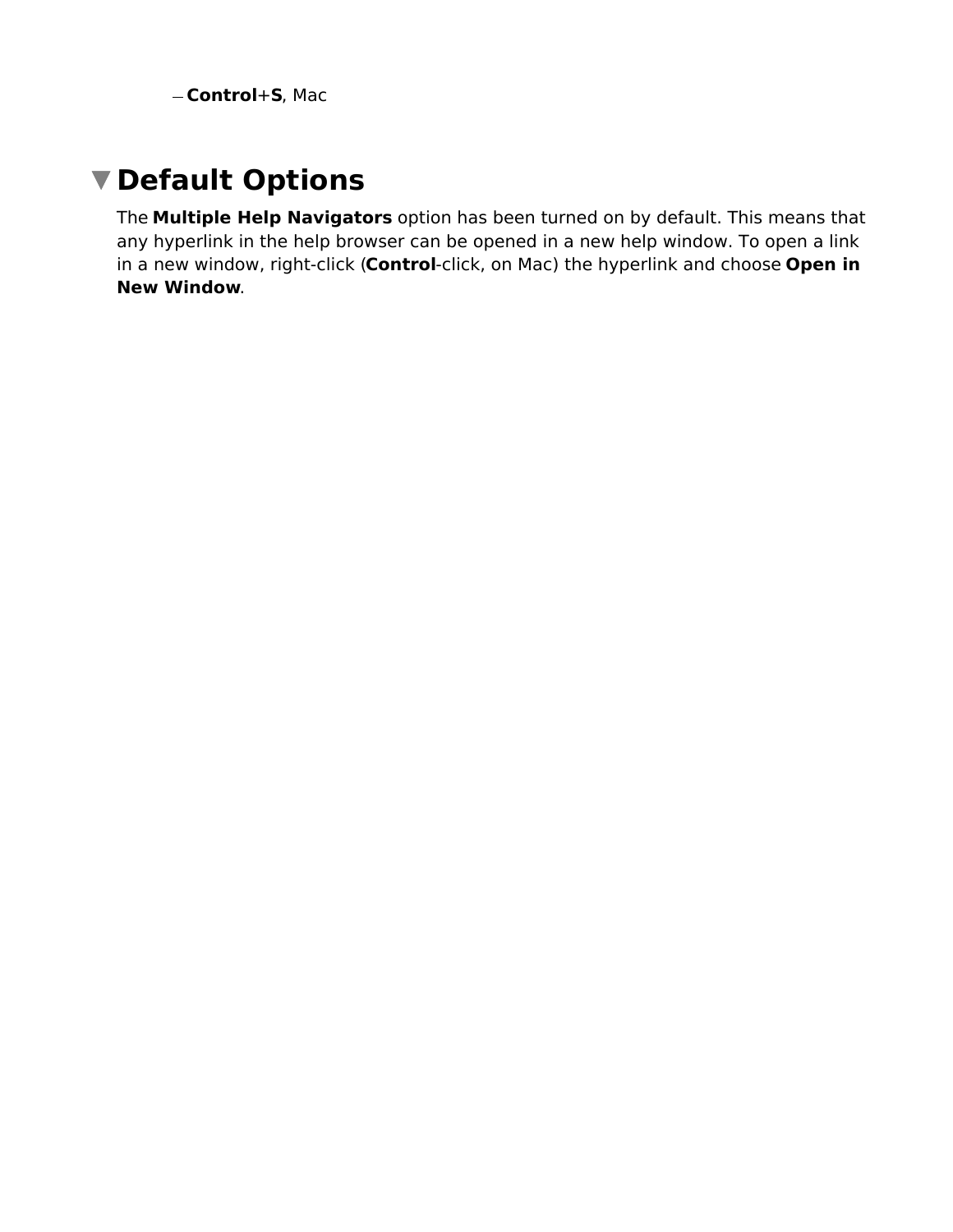- **Control**+**S**, Mac

## Default Options

The **Multiple Help Navigators** option has been turned on by default. This means that any hyperlink in the help browser can be opened in a new help window. To open a link in a new window, right-click (**Control**-click, on Mac) the hyperlink and choose **Open in New Window**.